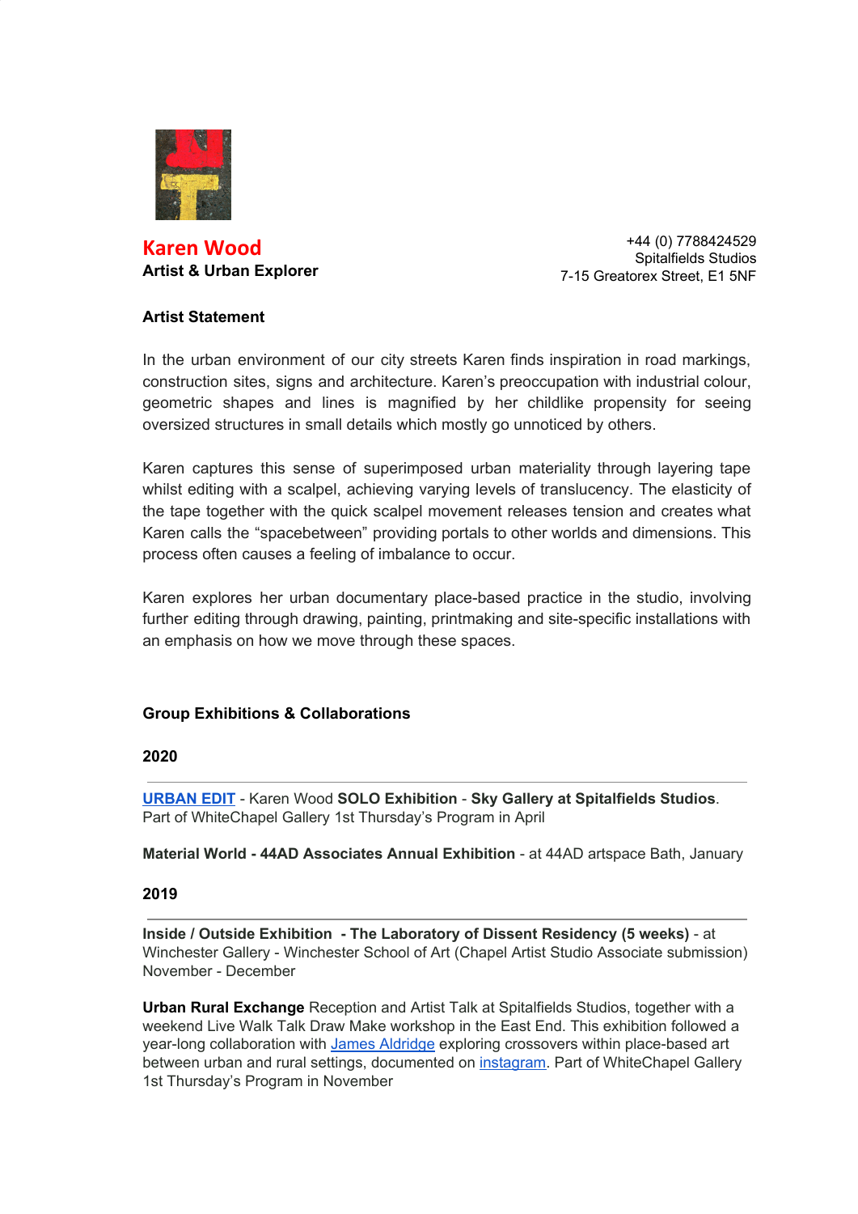# Karen Wood

**Artist & Urban Explorer**

+44 (0) 7788424529
Spitalfields Studios
7-15 Greatorex Street, E1 5NF

## Artist Statement

In the urban environment of our city streets Karen finds inspiration in road markings, construction sites, signs and architecture. Karen's preoccupation with industrial colour, geometric shapes and lines is magnified by her childlike propensity for seeing oversized structures in small details which mostly go unnoticed by others.

Karen captures this sense of superimposed urban materiality through layering tape whilst editing with a scalpel, achieving varying levels of translucency. The elasticity of the tape together with the quick scalpel movement releases tension and creates what Karen calls the "spacebetween" providing portals to other worlds and dimensions. This process often causes a feeling of imbalance to occur.

Karen explores her urban documentary place-based practice in the studio, involving further editing through drawing, painting, printmaking and site-specific installations with an emphasis on how we move through these spaces.

## Group Exhibitions & Collaborations

### 2020

---

**URBAN EDIT** - Karen Wood **SOLO Exhibition** - **Sky Gallery at Spitalfields Studios**. Part of WhiteChapel Gallery 1st Thursday's Program in April

**Material World - 44AD Associates Annual Exhibition** - at 44AD artspace Bath, January

### 2019

---

**Inside / Outside Exhibition - The Laboratory of Dissent Residency (5 weeks)** - at Winchester Gallery - Winchester School of Art (Chapel Artist Studio Associate submission) November - December

**Urban Rural Exchange** Reception and Artist Talk at Spitalfields Studios, together with a weekend Live Walk Talk Draw Make workshop in the East End. This exhibition followed a year-long collaboration with James Aldridge exploring crossovers within place-based art between urban and rural settings, documented on instagram. Part of WhiteChapel Gallery 1st Thursday's Program in November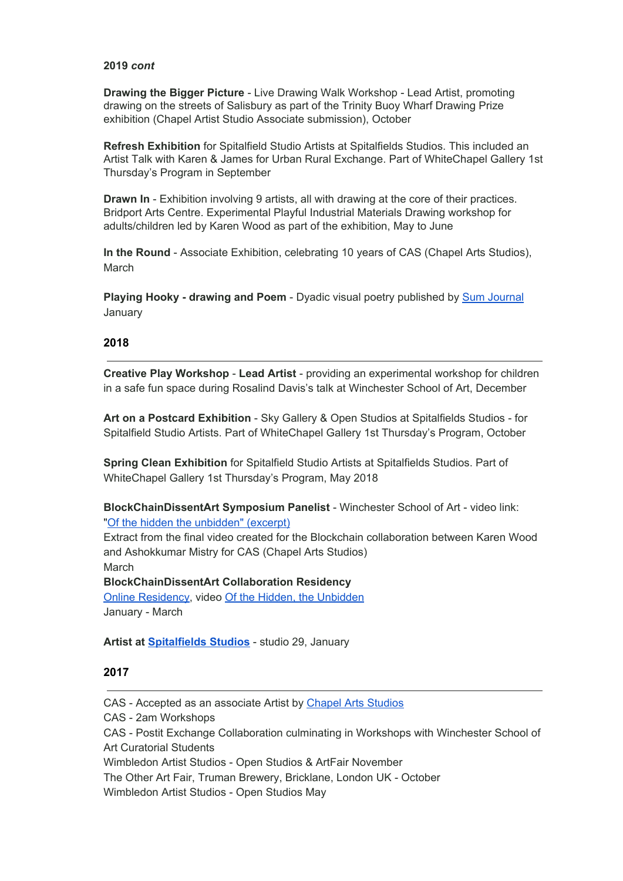**2019 *cont***

**Drawing the Bigger Picture** - Live Drawing Walk Workshop - Lead Artist, promoting drawing on the streets of Salisbury as part of the Trinity Buoy Wharf Drawing Prize exhibition (Chapel Artist Studio Associate submission), October

**Refresh Exhibition** for Spitalfield Studio Artists at Spitalfields Studios. This included an Artist Talk with Karen & James for Urban Rural Exchange. Part of WhiteChapel Gallery 1st Thursday's Program in September

**Drawn In** - Exhibition involving 9 artists, all with drawing at the core of their practices. Bridport Arts Centre. Experimental Playful Industrial Materials Drawing workshop for adults/children led by Karen Wood as part of the exhibition, May to June

**In the Round** - Associate Exhibition, celebrating 10 years of CAS (Chapel Arts Studios), March

**Playing Hooky - drawing and Poem** - Dyadic visual poetry published by Sum Journal January

**2018**

---

**Creative Play Workshop** - **Lead Artist** - providing an experimental workshop for children in a safe fun space during Rosalind Davis's talk at Winchester School of Art, December

**Art on a Postcard Exhibition** - Sky Gallery & Open Studios at Spitalfields Studios - for Spitalfield Studio Artists. Part of WhiteChapel Gallery 1st Thursday's Program, October

**Spring Clean Exhibition** for Spitalfield Studio Artists at Spitalfields Studios. Part of WhiteChapel Gallery 1st Thursday's Program, May 2018

**BlockChainDissentArt Symposium Panelist** - Winchester School of Art - video link: "Of the hidden the unbidden" (excerpt)
Extract from the final video created for the Blockchain collaboration between Karen Wood and Ashokkumar Mistry for CAS (Chapel Arts Studios)
March
**BlockChainDissentArt Collaboration Residency**
Online Residency, video Of the Hidden, the Unbidden
January - March

**Artist at Spitalfields Studios** - studio 29, January

**2017**

---

CAS - Accepted as an associate Artist by Chapel Arts Studios
CAS - 2am Workshops
CAS - Postit Exchange Collaboration culminating in Workshops with Winchester School of Art Curatorial Students
Wimbledon Artist Studios - Open Studios & ArtFair November
The Other Art Fair, Truman Brewery, Bricklane, London UK - October
Wimbledon Artist Studios - Open Studios May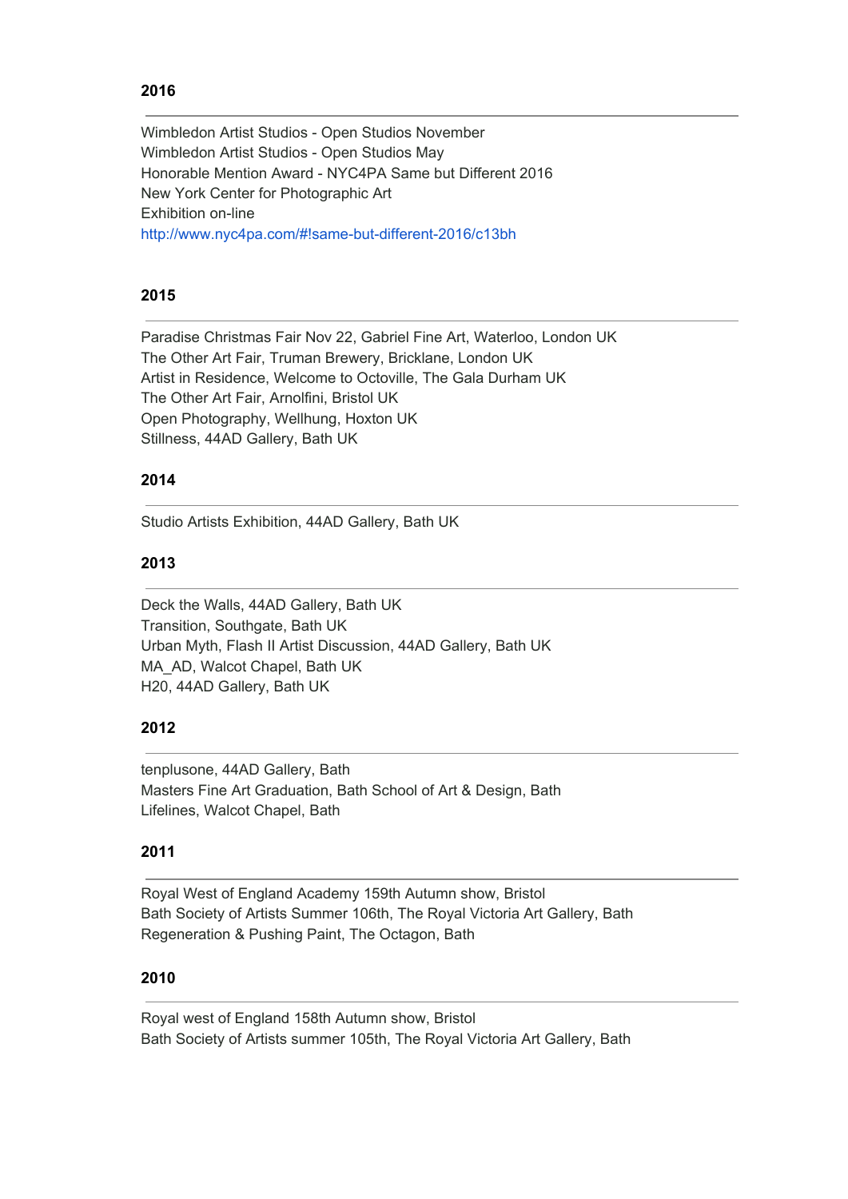## 2016

---

Wimbledon Artist Studios - Open Studios November
Wimbledon Artist Studios - Open Studios May
Honorable Mention Award - NYC4PA Same but Different 2016
New York Center for Photographic Art
Exhibition on-line
http://www.nyc4pa.com/#!same-but-different-2016/c13bh

## 2015

---

Paradise Christmas Fair Nov 22, Gabriel Fine Art, Waterloo, London UK
The Other Art Fair, Truman Brewery, Bricklane, London UK
Artist in Residence, Welcome to Octoville, The Gala Durham UK
The Other Art Fair, Arnolfini, Bristol UK
Open Photography, Wellhung, Hoxton UK
Stillness, 44AD Gallery, Bath UK

## 2014

---

Studio Artists Exhibition, 44AD Gallery, Bath UK

## 2013

---

Deck the Walls, 44AD Gallery, Bath UK
Transition, Southgate, Bath UK
Urban Myth, Flash II Artist Discussion, 44AD Gallery, Bath UK
MA_AD, Walcot Chapel, Bath UK
H20, 44AD Gallery, Bath UK

## 2012

---

tenplusone, 44AD Gallery, Bath
Masters Fine Art Graduation, Bath School of Art & Design, Bath
Lifelines, Walcot Chapel, Bath

## 2011

---

Royal West of England Academy 159th Autumn show, Bristol
Bath Society of Artists Summer 106th, The Royal Victoria Art Gallery, Bath
Regeneration & Pushing Paint, The Octagon, Bath

## 2010

---

Royal west of England 158th Autumn show, Bristol
Bath Society of Artists summer 105th, The Royal Victoria Art Gallery, Bath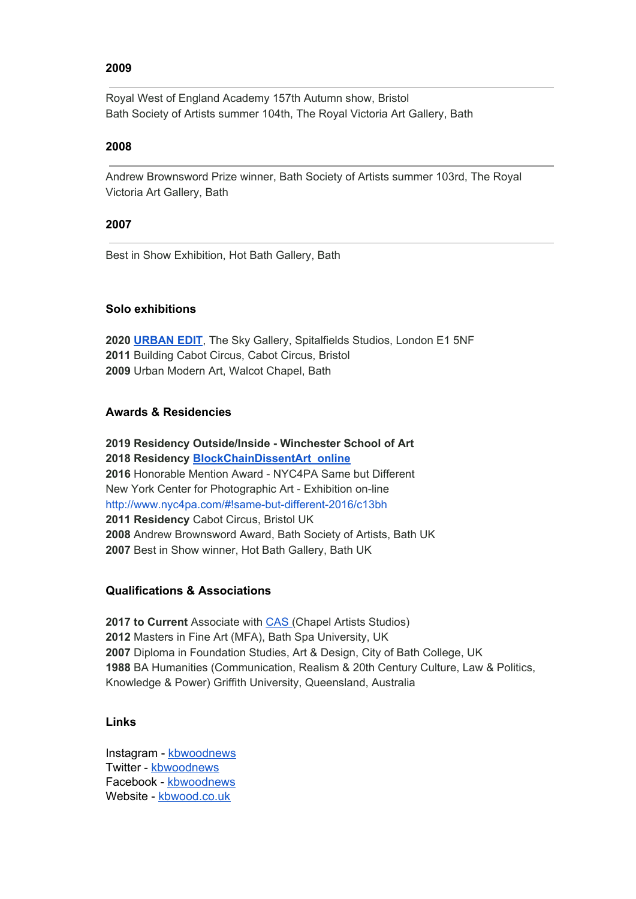### 2009

---

Royal West of England Academy 157th Autumn show, Bristol
Bath Society of Artists summer 104th, The Royal Victoria Art Gallery, Bath

### 2008

---

Andrew Brownsword Prize winner, Bath Society of Artists summer 103rd, The Royal Victoria Art Gallery, Bath

### 2007

---

Best in Show Exhibition, Hot Bath Gallery, Bath

## Solo exhibitions

**2020** **URBAN EDIT**, The Sky Gallery, Spitalfields Studios, London E1 5NF
**2011** Building Cabot Circus, Cabot Circus, Bristol
**2009** Urban Modern Art, Walcot Chapel, Bath

## Awards & Residencies

**2019 Residency Outside/Inside - Winchester School of Art**
**2018 Residency BlockChainDissentArt online**
**2016** Honorable Mention Award - NYC4PA Same but Different
New York Center for Photographic Art - Exhibition on-line
http://www.nyc4pa.com/#!same-but-different-2016/c13bh
**2011 Residency** Cabot Circus, Bristol UK
**2008** Andrew Brownsword Award, Bath Society of Artists, Bath UK
**2007** Best in Show winner, Hot Bath Gallery, Bath UK

## Qualifications & Associations

**2017 to Current** Associate with CAS (Chapel Artists Studios)
**2012** Masters in Fine Art (MFA), Bath Spa University, UK
**2007** Diploma in Foundation Studies, Art & Design, City of Bath College, UK
**1988** BA Humanities (Communication, Realism & 20th Century Culture, Law & Politics, Knowledge & Power) Griffith University, Queensland, Australia

## Links

Instagram - kbwoodnews
Twitter - kbwoodnews
Facebook - kbwoodnews
Website - kbwood.co.uk